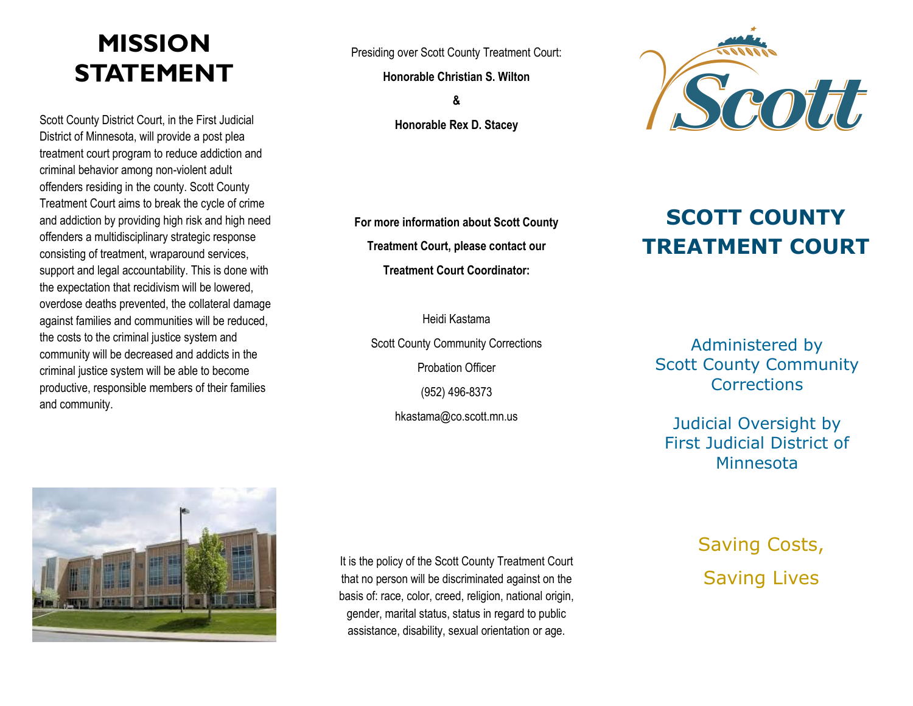# MISSION STATEMENT

Scott County District Court, in the First Judicial District of Minnesota, will provide a post plea treatment court program to reduce addiction and criminal behavior among non-violent adult offenders residing in the county. Scott County Treatment Court aims to break the cycle of crime and addiction by providing high risk and high need offenders a multidisciplinary strategic response consisting of treatment, wraparound services, support and legal accountability. This is done with the expectation that recidivism will be lowered, overdose deaths prevented, the collateral damage against families and communities will be reduced, the costs to the criminal justice system and community will be decreased and addicts in the criminal justice system will be able to become productive, responsible members of their families and community.

Presiding over Scott County Treatment Court:

**Honorable Christian S. Wilton**

**&**

**Honorable Rex D. Stacey**

**For more information about Scott County Treatment Court, please contact our Treatment Court Coordinator:**

Heidi Kastama

Scott County Community Corrections

Probation Officer

(952) 496-8373

hkastama@co.scott.mn.us

It is the policy of the Scott County Treatment Court that no person will be discriminated against on the basis of: race, color, creed, religion, national origin, gender, marital status, status in regard to public assistance, disability, sexual orientation or age.

Scott

# SCOTT COUNTY TREATMENT COURT

Administered by Scott County Community Corrections

Judicial Oversight by First Judicial District of Minnesota

Saving Costs,

Saving Lives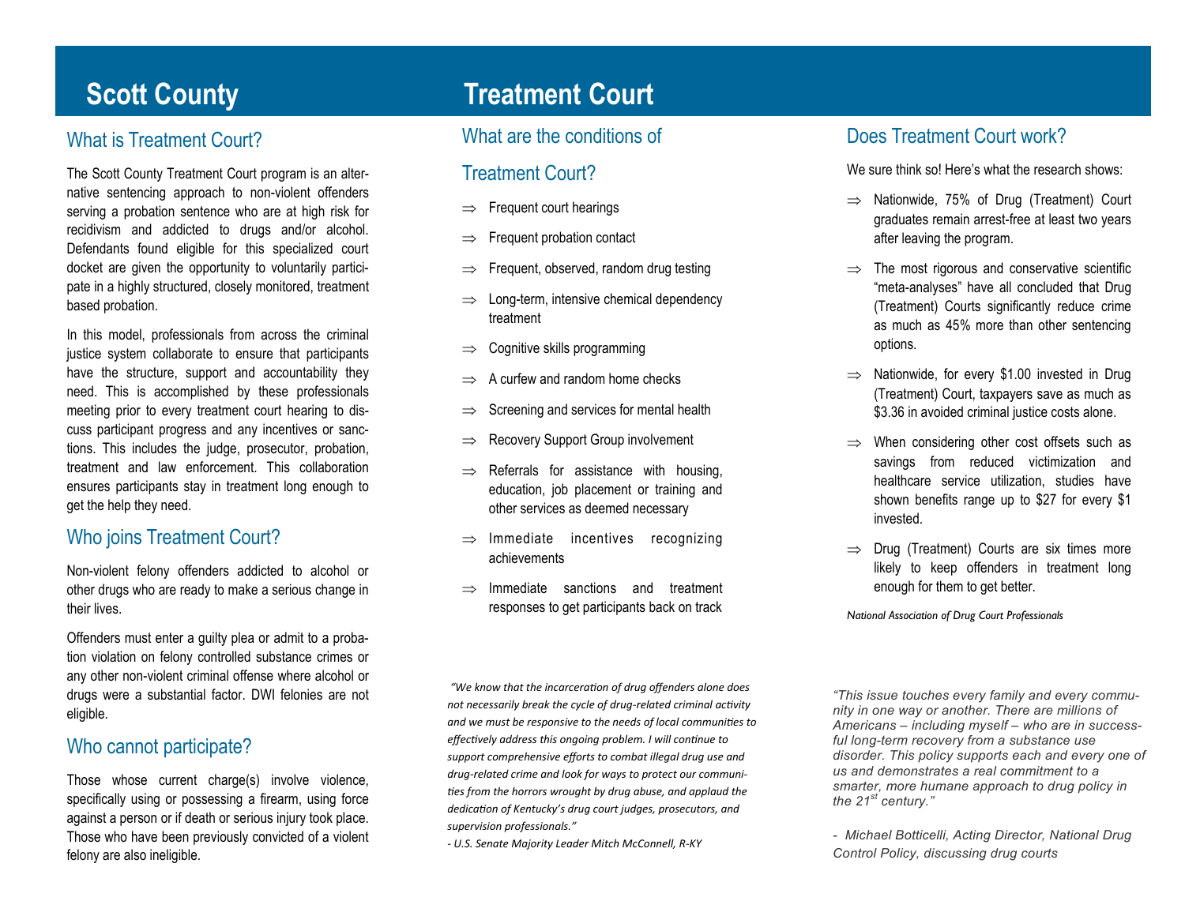# Scott County Treatment Court

## What is Treatment Court?

The Scott County Treatment Court program is an alternative sentencing approach to non-violent offenders serving a probation sentence who are at high risk for recidivism and addicted to drugs and/or alcohol. Defendants found eligible for this specialized court docket are given the opportunity to voluntarily participate in a highly structured, closely monitored, treatment based probation.

In this model, professionals from across the criminal justice system collaborate to ensure that participants have the structure, support and accountability they need. This is accomplished by these professionals meeting prior to every treatment court hearing to discuss participant progress and any incentives or sanctions. This includes the judge, prosecutor, probation, treatment and law enforcement. This collaboration ensures participants stay in treatment long enough to get the help they need.

## Who joins Treatment Court?

Non-violent felony offenders addicted to alcohol or other drugs who are ready to make a serious change in their lives.

Offenders must enter a guilty plea or admit to a probation violation on felony controlled substance crimes or any other non-violent criminal offense where alcohol or drugs were a substantial factor. DWI felonies are not eligible.

## Who cannot participate?

Those whose current charge(s) involve violence, specifically using or possessing a firearm, using force against a person or if death or serious injury took place. Those who have been previously convicted of a violent felony are also ineligible.

## What are the conditions of Treatment Court?

- ⇒ Frequent court hearings
- ⇒ Frequent probation contact
- ⇒ Frequent, observed, random drug testing
- ⇒ Long-term, intensive chemical dependency treatment
- ⇒ Cognitive skills programming
- ⇒ A curfew and random home checks
- ⇒ Screening and services for mental health
- ⇒ Recovery Support Group involvement
- ⇒ Referrals for assistance with housing, education, job placement or training and other services as deemed necessary
- ⇒ Immediate incentives recognizing achievements
- ⇒ Immediate sanctions and treatment responses to get participants back on track

*"We know that the incarceration of drug offenders alone does not necessarily break the cycle of drug-related criminal activity and we must be responsive to the needs of local communities to effectively address this ongoing problem. I will continue to support comprehensive efforts to combat illegal drug use and drug-related crime and look for ways to protect our communities from the horrors wrought by drug abuse, and applaud the dedication of Kentucky's drug court judges, prosecutors, and supervision professionals."*

*- U.S. Senate Majority Leader Mitch McConnell, R-KY*

## Does Treatment Court work?

We sure think so! Here's what the research shows:

- ⇒ Nationwide, 75% of Drug (Treatment) Court graduates remain arrest-free at least two years after leaving the program.
- ⇒ The most rigorous and conservative scientific "meta-analyses" have all concluded that Drug (Treatment) Courts significantly reduce crime as much as 45% more than other sentencing options.
- ⇒ Nationwide, for every $1.00 invested in Drug (Treatment) Court, taxpayers save as much as $3.36 in avoided criminal justice costs alone.
- ⇒ When considering other cost offsets such as savings from reduced victimization and healthcare service utilization, studies have shown benefits range up to $27 for every $1 invested.
- ⇒ Drug (Treatment) Courts are six times more likely to keep offenders in treatment long enough for them to get better.

*National Association of Drug Court Professionals*

*"This issue touches every family and every community in one way or another. There are millions of Americans – including myself – who are in successful long-term recovery from a substance use disorder. This policy supports each and every one of us and demonstrates a real commitment to a smarter, more humane approach to drug policy in the 21st century."*

*- Michael Botticelli, Acting Director, National Drug Control Policy, discussing drug courts*